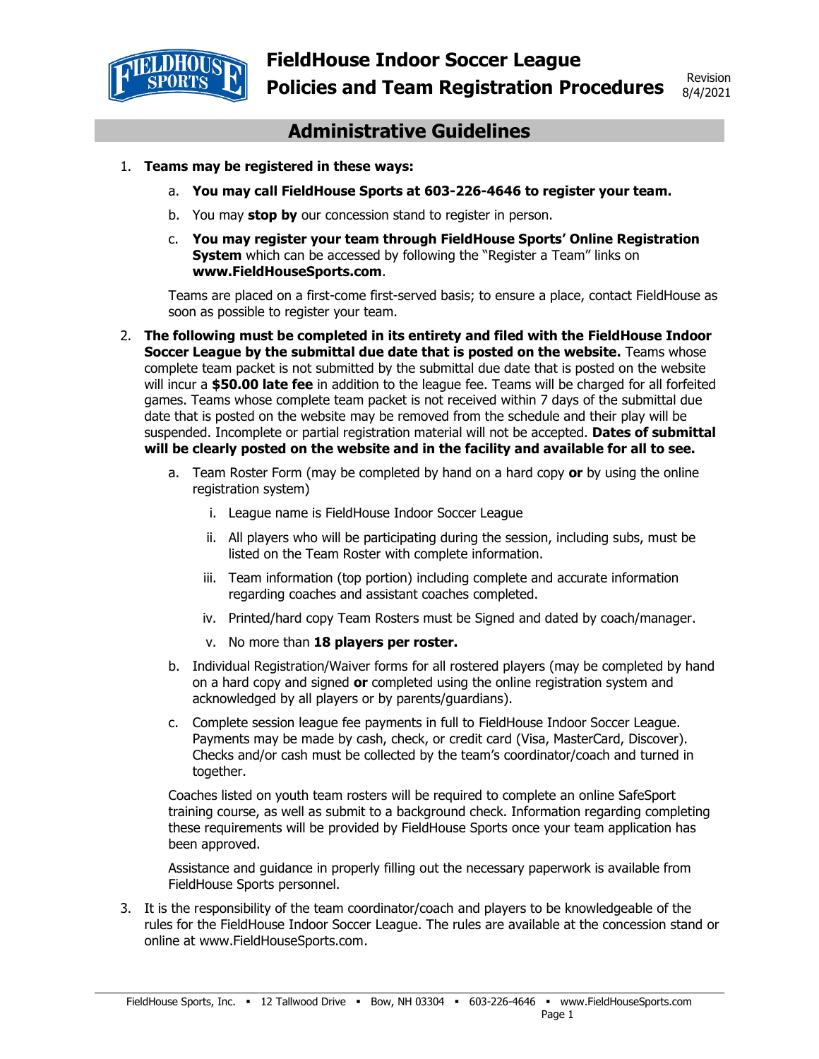# FieldHouse Indoor Soccer League
# Policies and Team Registration Procedures

Revision 8/4/2021

## Administrative Guidelines

1. **Teams may be registered in these ways:**
   a. **You may call FieldHouse Sports at 603-226-4646 to register your team.**
   b. You may **stop by** our concession stand to register in person.
   c. **You may register your team through FieldHouse Sports' Online Registration System** which can be accessed by following the "Register a Team" links on **www.FieldHouseSports.com**.

   Teams are placed on a first-come first-served basis; to ensure a place, contact FieldHouse as soon as possible to register your team.

2. **The following must be completed in its entirety and filed with the FieldHouse Indoor Soccer League by the submittal due date that is posted on the website.** Teams whose complete team packet is not submitted by the submittal due date that is posted on the website will incur a **$50.00 late fee** in addition to the league fee. Teams will be charged for all forfeited games. Teams whose complete team packet is not received within 7 days of the submittal due date that is posted on the website may be removed from the schedule and their play will be suspended. Incomplete or partial registration material will not be accepted. **Dates of submittal will be clearly posted on the website and in the facility and available for all to see.**
   a. Team Roster Form (may be completed by hand on a hard copy **or** by using the online registration system)
      i. League name is FieldHouse Indoor Soccer League
      ii. All players who will be participating during the session, including subs, must be listed on the Team Roster with complete information.
      iii. Team information (top portion) including complete and accurate information regarding coaches and assistant coaches completed.
      iv. Printed/hard copy Team Rosters must be Signed and dated by coach/manager.
      v. No more than **18 players per roster.**
   b. Individual Registration/Waiver forms for all rostered players (may be completed by hand on a hard copy and signed **or** completed using the online registration system and acknowledged by all players or by parents/guardians).
   c. Complete session league fee payments in full to FieldHouse Indoor Soccer League. Payments may be made by cash, check, or credit card (Visa, MasterCard, Discover). Checks and/or cash must be collected by the team's coordinator/coach and turned in together.

   Coaches listed on youth team rosters will be required to complete an online SafeSport training course, as well as submit to a background check. Information regarding completing these requirements will be provided by FieldHouse Sports once your team application has been approved.

   Assistance and guidance in properly filling out the necessary paperwork is available from FieldHouse Sports personnel.

3. It is the responsibility of the team coordinator/coach and players to be knowledgeable of the rules for the FieldHouse Indoor Soccer League. The rules are available at the concession stand or online at www.FieldHouseSports.com.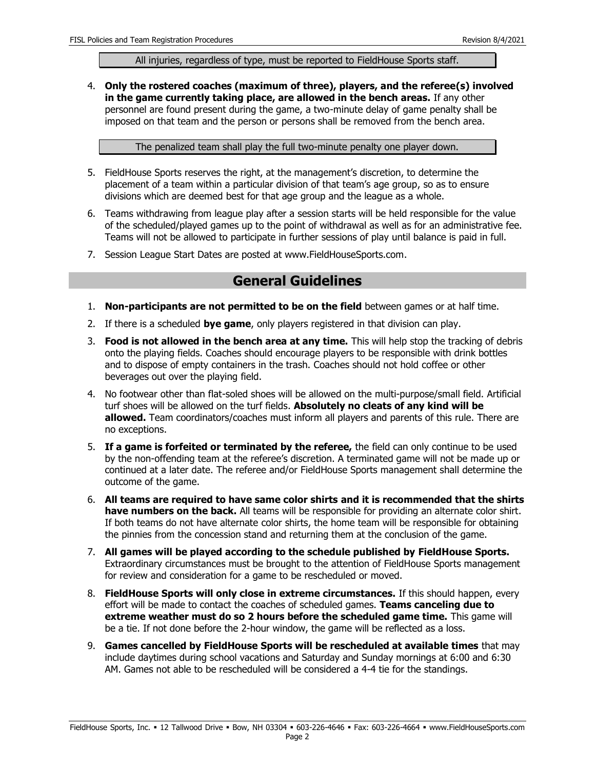All injuries, regardless of type, must be reported to FieldHouse Sports staff.

4. **Only the rostered coaches (maximum of three), players, and the referee(s) involved in the game currently taking place, are allowed in the bench areas.** If any other personnel are found present during the game, a two-minute delay of game penalty shall be imposed on that team and the person or persons shall be removed from the bench area.

The penalized team shall play the full two-minute penalty one player down.

5. FieldHouse Sports reserves the right, at the management's discretion, to determine the placement of a team within a particular division of that team's age group, so as to ensure divisions which are deemed best for that age group and the league as a whole.
6. Teams withdrawing from league play after a session starts will be held responsible for the value of the scheduled/played games up to the point of withdrawal as well as for an administrative fee. Teams will not be allowed to participate in further sessions of play until balance is paid in full.
7. Session League Start Dates are posted at www.FieldHouseSports.com.

## General Guidelines

1. **Non-participants are not permitted to be on the field** between games or at half time.
2. If there is a scheduled **bye game**, only players registered in that division can play.
3. **Food is not allowed in the bench area at any time.** This will help stop the tracking of debris onto the playing fields. Coaches should encourage players to be responsible with drink bottles and to dispose of empty containers in the trash. Coaches should not hold coffee or other beverages out over the playing field.
4. No footwear other than flat-soled shoes will be allowed on the multi-purpose/small field. Artificial turf shoes will be allowed on the turf fields. **Absolutely no cleats of any kind will be allowed.** Team coordinators/coaches must inform all players and parents of this rule. There are no exceptions.
5. **If a game is forfeited or terminated by the referee,** the field can only continue to be used by the non-offending team at the referee's discretion. A terminated game will not be made up or continued at a later date. The referee and/or FieldHouse Sports management shall determine the outcome of the game.
6. **All teams are required to have same color shirts and it is recommended that the shirts have numbers on the back.** All teams will be responsible for providing an alternate color shirt. If both teams do not have alternate color shirts, the home team will be responsible for obtaining the pinnies from the concession stand and returning them at the conclusion of the game.
7. **All games will be played according to the schedule published by FieldHouse Sports.** Extraordinary circumstances must be brought to the attention of FieldHouse Sports management for review and consideration for a game to be rescheduled or moved.
8. **FieldHouse Sports will only close in extreme circumstances.** If this should happen, every effort will be made to contact the coaches of scheduled games. **Teams canceling due to extreme weather must do so 2 hours before the scheduled game time.** This game will be a tie. If not done before the 2-hour window, the game will be reflected as a loss.
9. **Games cancelled by FieldHouse Sports will be rescheduled at available times** that may include daytimes during school vacations and Saturday and Sunday mornings at 6:00 and 6:30 AM. Games not able to be rescheduled will be considered a 4-4 tie for the standings.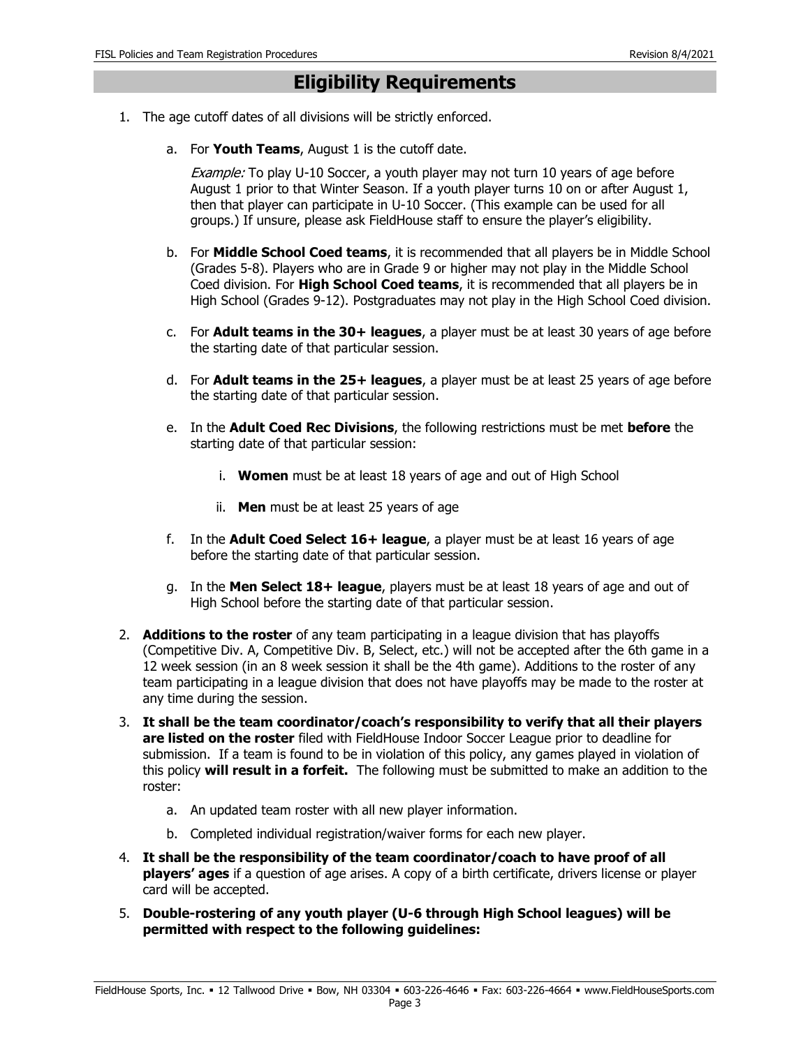## Eligibility Requirements

1. The age cutoff dates of all divisions will be strictly enforced.

   a. For **Youth Teams**, August 1 is the cutoff date.

      *Example:* To play U-10 Soccer, a youth player may not turn 10 years of age before August 1 prior to that Winter Season. If a youth player turns 10 on or after August 1, then that player can participate in U-10 Soccer. (This example can be used for all groups.) If unsure, please ask FieldHouse staff to ensure the player's eligibility.

   b. For **Middle School Coed teams**, it is recommended that all players be in Middle School (Grades 5-8). Players who are in Grade 9 or higher may not play in the Middle School Coed division. For **High School Coed teams**, it is recommended that all players be in High School (Grades 9-12). Postgraduates may not play in the High School Coed division.

   c. For **Adult teams in the 30+ leagues**, a player must be at least 30 years of age before the starting date of that particular session.

   d. For **Adult teams in the 25+ leagues**, a player must be at least 25 years of age before the starting date of that particular session.

   e. In the **Adult Coed Rec Divisions**, the following restrictions must be met **before** the starting date of that particular session:

      i. **Women** must be at least 18 years of age and out of High School

      ii. **Men** must be at least 25 years of age

   f. In the **Adult Coed Select 16+ league**, a player must be at least 16 years of age before the starting date of that particular session.

   g. In the **Men Select 18+ league**, players must be at least 18 years of age and out of High School before the starting date of that particular session.

2. **Additions to the roster** of any team participating in a league division that has playoffs (Competitive Div. A, Competitive Div. B, Select, etc.) will not be accepted after the 6th game in a 12 week session (in an 8 week session it shall be the 4th game). Additions to the roster of any team participating in a league division that does not have playoffs may be made to the roster at any time during the session.

3. **It shall be the team coordinator/coach's responsibility to verify that all their players are listed on the roster** filed with FieldHouse Indoor Soccer League prior to deadline for submission. If a team is found to be in violation of this policy, any games played in violation of this policy **will result in a forfeit.** The following must be submitted to make an addition to the roster:

   a. An updated team roster with all new player information.

   b. Completed individual registration/waiver forms for each new player.

4. **It shall be the responsibility of the team coordinator/coach to have proof of all players' ages** if a question of age arises. A copy of a birth certificate, drivers license or player card will be accepted.

5. **Double-rostering of any youth player (U-6 through High School leagues) will be permitted with respect to the following guidelines:**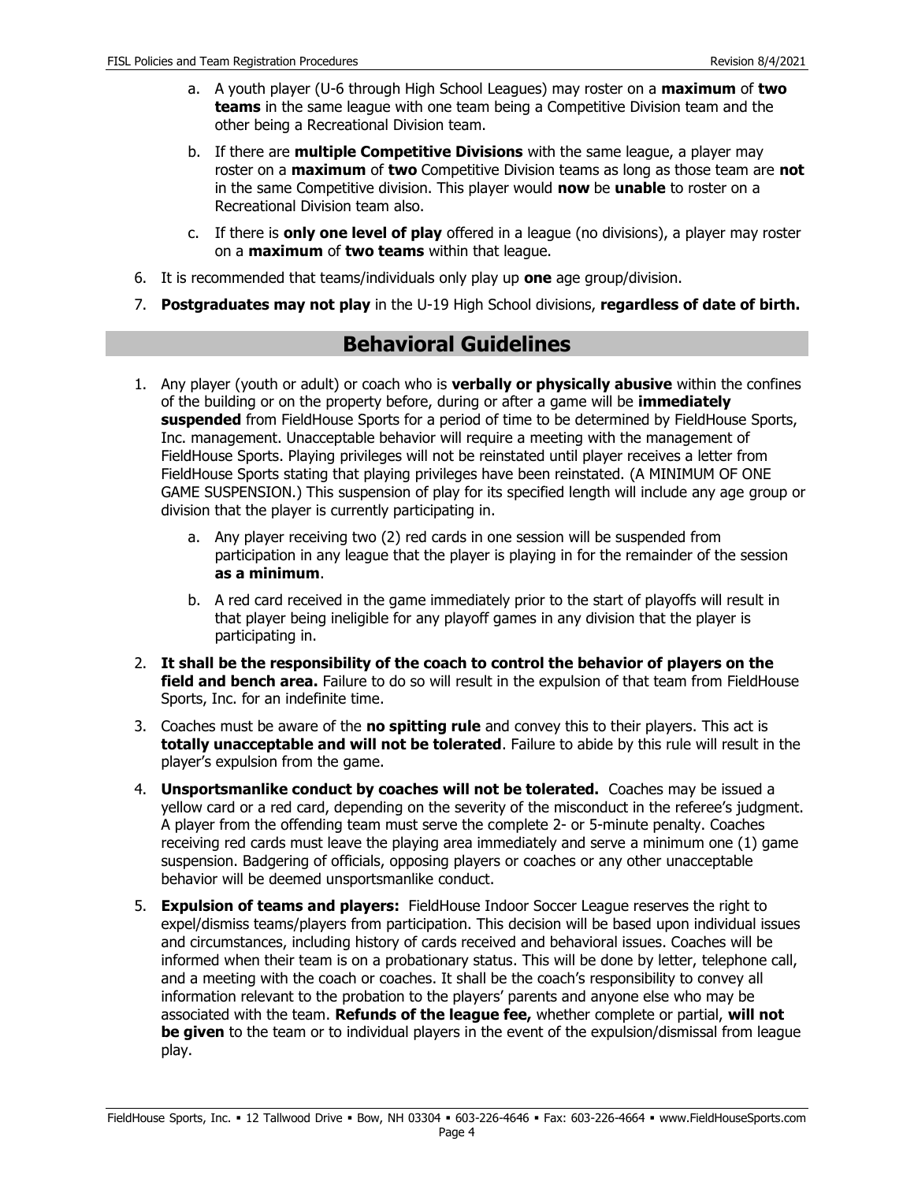a. A youth player (U-6 through High School Leagues) may roster on a **maximum** of **two teams** in the same league with one team being a Competitive Division team and the other being a Recreational Division team.

b. If there are **multiple Competitive Divisions** with the same league, a player may roster on a **maximum** of **two** Competitive Division teams as long as those team are **not** in the same Competitive division. This player would **now** be **unable** to roster on a Recreational Division team also.

c. If there is **only one level of play** offered in a league (no divisions), a player may roster on a **maximum** of **two teams** within that league.

6. It is recommended that teams/individuals only play up **one** age group/division.
7. **Postgraduates may not play** in the U-19 High School divisions, **regardless of date of birth.**

## Behavioral Guidelines

1. Any player (youth or adult) or coach who is **verbally or physically abusive** within the confines of the building or on the property before, during or after a game will be **immediately suspended** from FieldHouse Sports for a period of time to be determined by FieldHouse Sports, Inc. management. Unacceptable behavior will require a meeting with the management of FieldHouse Sports. Playing privileges will not be reinstated until player receives a letter from FieldHouse Sports stating that playing privileges have been reinstated. (A MINIMUM OF ONE GAME SUSPENSION.) This suspension of play for its specified length will include any age group or division that the player is currently participating in.

   a. Any player receiving two (2) red cards in one session will be suspended from participation in any league that the player is playing in for the remainder of the session **as a minimum**.

   b. A red card received in the game immediately prior to the start of playoffs will result in that player being ineligible for any playoff games in any division that the player is participating in.

2. **It shall be the responsibility of the coach to control the behavior of players on the field and bench area.** Failure to do so will result in the expulsion of that team from FieldHouse Sports, Inc. for an indefinite time.
3. Coaches must be aware of the **no spitting rule** and convey this to their players. This act is **totally unacceptable and will not be tolerated**. Failure to abide by this rule will result in the player's expulsion from the game.
4. **Unsportsmanlike conduct by coaches will not be tolerated.** Coaches may be issued a yellow card or a red card, depending on the severity of the misconduct in the referee's judgment. A player from the offending team must serve the complete 2- or 5-minute penalty. Coaches receiving red cards must leave the playing area immediately and serve a minimum one (1) game suspension. Badgering of officials, opposing players or coaches or any other unacceptable behavior will be deemed unsportsmanlike conduct.
5. **Expulsion of teams and players:** FieldHouse Indoor Soccer League reserves the right to expel/dismiss teams/players from participation. This decision will be based upon individual issues and circumstances, including history of cards received and behavioral issues. Coaches will be informed when their team is on a probationary status. This will be done by letter, telephone call, and a meeting with the coach or coaches. It shall be the coach's responsibility to convey all information relevant to the probation to the players' parents and anyone else who may be associated with the team. **Refunds of the league fee,** whether complete or partial, **will not be given** to the team or to individual players in the event of the expulsion/dismissal from league play.